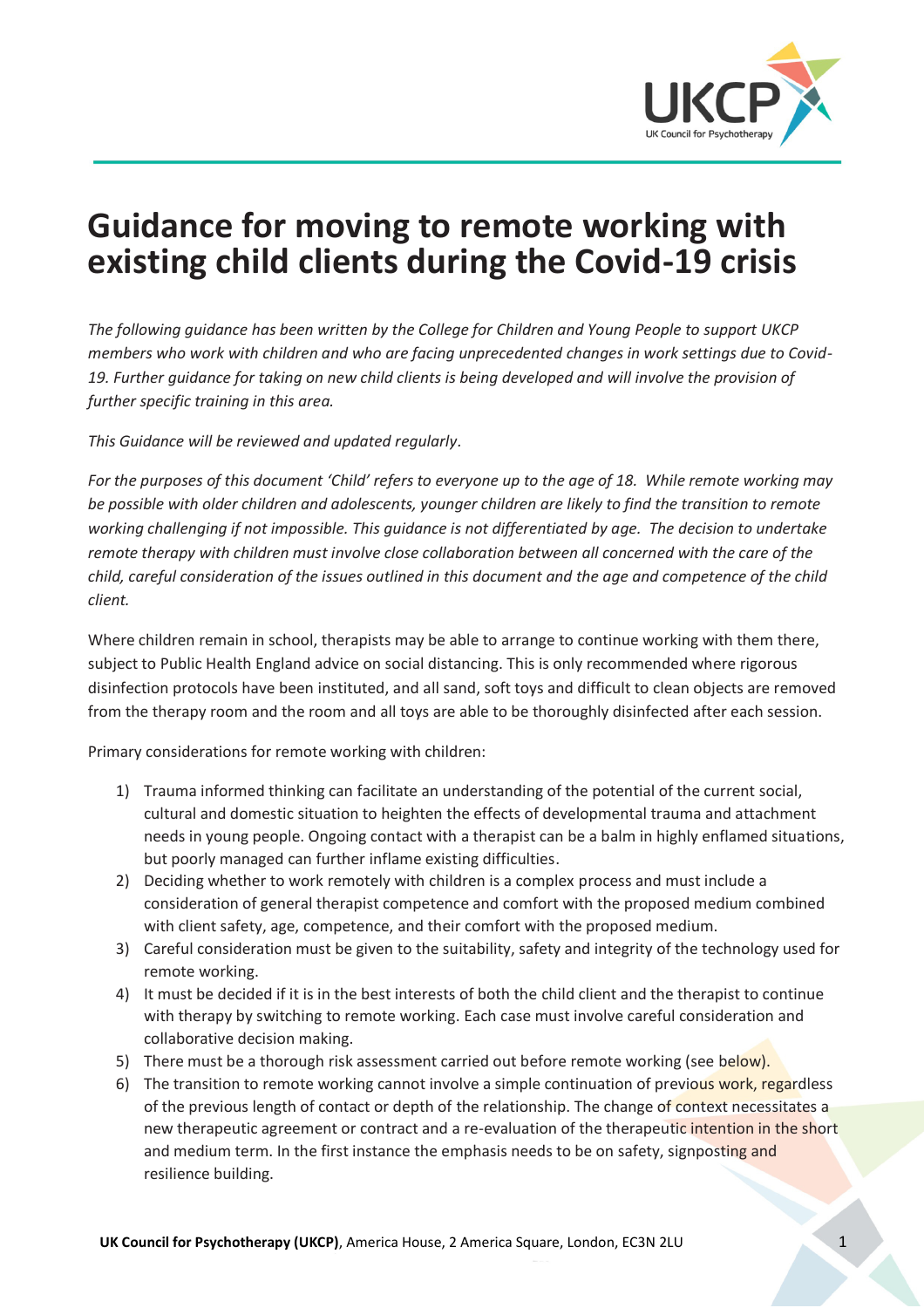# Guidance for moving to remote working with existing child clients during the Covid-19 crisis

*The following guidance has been written by the College for Children and Young People to support UKCP members who work with children and who are facing unprecedented changes in work settings due to Covid-19. Further guidance for taking on new child clients is being developed and will involve the provision of further specific training in this area.*

*This Guidance will be reviewed and updated regularly.*

*For the purposes of this document 'Child' refers to everyone up to the age of 18. While remote working may be possible with older children and adolescents, younger children are likely to find the transition to remote working challenging if not impossible. This guidance is not differentiated by age. The decision to undertake remote therapy with children must involve close collaboration between all concerned with the care of the child, careful consideration of the issues outlined in this document and the age and competence of the child client.*

Where children remain in school, therapists may be able to arrange to continue working with them there, subject to Public Health England advice on social distancing. This is only recommended where rigorous disinfection protocols have been instituted, and all sand, soft toys and difficult to clean objects are removed from the therapy room and the room and all toys are able to be thoroughly disinfected after each session.

Primary considerations for remote working with children:

1) Trauma informed thinking can facilitate an understanding of the potential of the current social, cultural and domestic situation to heighten the effects of developmental trauma and attachment needs in young people. Ongoing contact with a therapist can be a balm in highly enflamed situations, but poorly managed can further inflame existing difficulties.
2) Deciding whether to work remotely with children is a complex process and must include a consideration of general therapist competence and comfort with the proposed medium combined with client safety, age, competence, and their comfort with the proposed medium.
3) Careful consideration must be given to the suitability, safety and integrity of the technology used for remote working.
4) It must be decided if it is in the best interests of both the child client and the therapist to continue with therapy by switching to remote working. Each case must involve careful consideration and collaborative decision making.
5) There must be a thorough risk assessment carried out before remote working (see below).
6) The transition to remote working cannot involve a simple continuation of previous work, regardless of the previous length of contact or depth of the relationship. The change of context necessitates a new therapeutic agreement or contract and a re-evaluation of the therapeutic intention in the short and medium term. In the first instance the emphasis needs to be on safety, signposting and resilience building.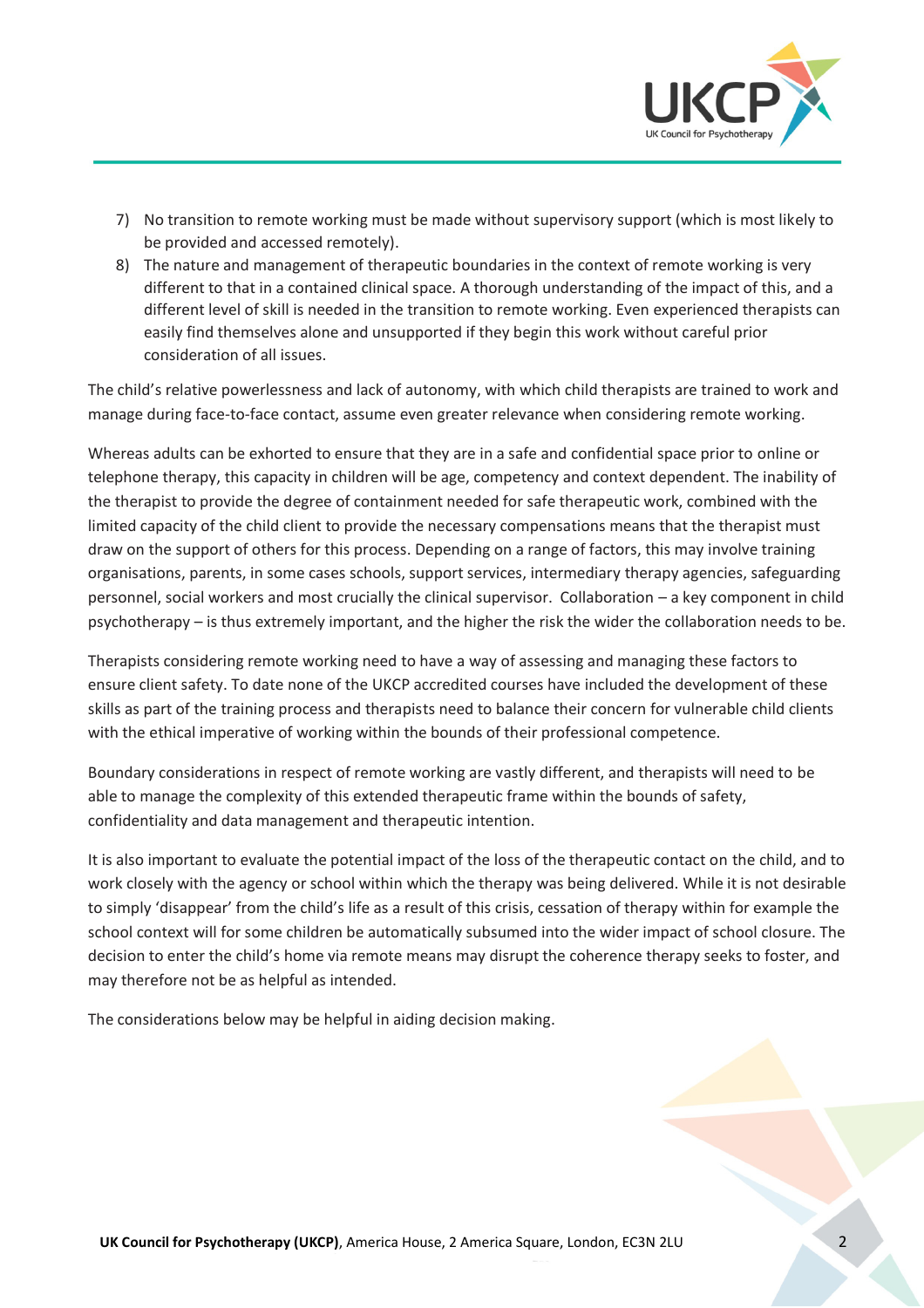7) No transition to remote working must be made without supervisory support (which is most likely to be provided and accessed remotely).
8) The nature and management of therapeutic boundaries in the context of remote working is very different to that in a contained clinical space. A thorough understanding of the impact of this, and a different level of skill is needed in the transition to remote working. Even experienced therapists can easily find themselves alone and unsupported if they begin this work without careful prior consideration of all issues.

The child's relative powerlessness and lack of autonomy, with which child therapists are trained to work and manage during face-to-face contact, assume even greater relevance when considering remote working.

Whereas adults can be exhorted to ensure that they are in a safe and confidential space prior to online or telephone therapy, this capacity in children will be age, competency and context dependent. The inability of the therapist to provide the degree of containment needed for safe therapeutic work, combined with the limited capacity of the child client to provide the necessary compensations means that the therapist must draw on the support of others for this process. Depending on a range of factors, this may involve training organisations, parents, in some cases schools, support services, intermediary therapy agencies, safeguarding personnel, social workers and most crucially the clinical supervisor. Collaboration – a key component in child psychotherapy – is thus extremely important, and the higher the risk the wider the collaboration needs to be.

Therapists considering remote working need to have a way of assessing and managing these factors to ensure client safety. To date none of the UKCP accredited courses have included the development of these skills as part of the training process and therapists need to balance their concern for vulnerable child clients with the ethical imperative of working within the bounds of their professional competence.

Boundary considerations in respect of remote working are vastly different, and therapists will need to be able to manage the complexity of this extended therapeutic frame within the bounds of safety, confidentiality and data management and therapeutic intention.

It is also important to evaluate the potential impact of the loss of the therapeutic contact on the child, and to work closely with the agency or school within which the therapy was being delivered. While it is not desirable to simply 'disappear' from the child's life as a result of this crisis, cessation of therapy within for example the school context will for some children be automatically subsumed into the wider impact of school closure. The decision to enter the child's home via remote means may disrupt the coherence therapy seeks to foster, and may therefore not be as helpful as intended.

The considerations below may be helpful in aiding decision making.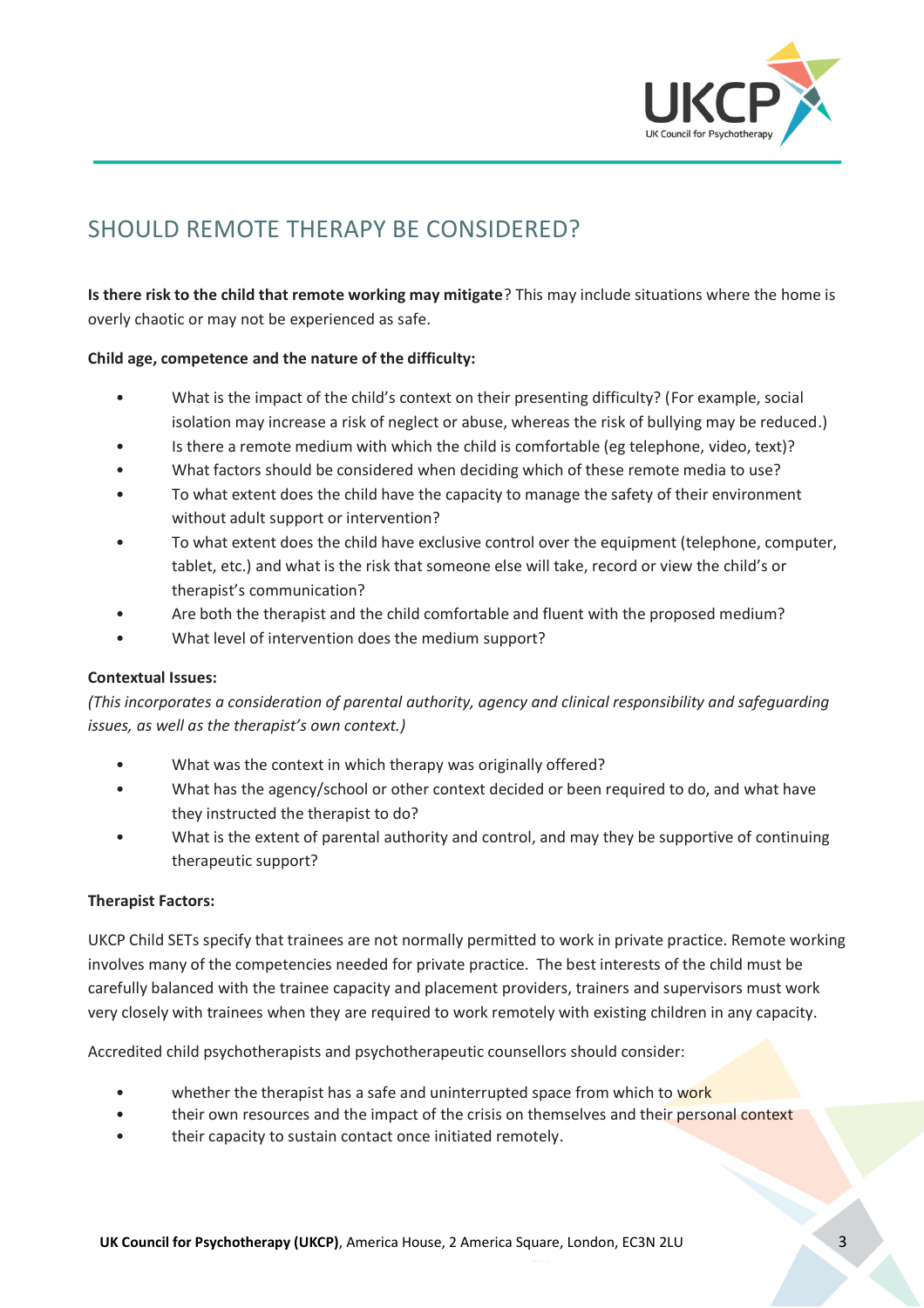# SHOULD REMOTE THERAPY BE CONSIDERED?

**Is there risk to the child that remote working may mitigate**? This may include situations where the home is overly chaotic or may not be experienced as safe.

**Child age, competence and the nature of the difficulty:**

- What is the impact of the child's context on their presenting difficulty? (For example, social isolation may increase a risk of neglect or abuse, whereas the risk of bullying may be reduced.)
- Is there a remote medium with which the child is comfortable (eg telephone, video, text)?
- What factors should be considered when deciding which of these remote media to use?
- To what extent does the child have the capacity to manage the safety of their environment without adult support or intervention?
- To what extent does the child have exclusive control over the equipment (telephone, computer, tablet, etc.) and what is the risk that someone else will take, record or view the child's or therapist's communication?
- Are both the therapist and the child comfortable and fluent with the proposed medium?
- What level of intervention does the medium support?

**Contextual Issues:**

*(This incorporates a consideration of parental authority, agency and clinical responsibility and safeguarding issues, as well as the therapist's own context.)*

- What was the context in which therapy was originally offered?
- What has the agency/school or other context decided or been required to do, and what have they instructed the therapist to do?
- What is the extent of parental authority and control, and may they be supportive of continuing therapeutic support?

**Therapist Factors:**

UKCP Child SETs specify that trainees are not normally permitted to work in private practice. Remote working involves many of the competencies needed for private practice. The best interests of the child must be carefully balanced with the trainee capacity and placement providers, trainers and supervisors must work very closely with trainees when they are required to work remotely with existing children in any capacity.

Accredited child psychotherapists and psychotherapeutic counsellors should consider:

- whether the therapist has a safe and uninterrupted space from which to work
- their own resources and the impact of the crisis on themselves and their personal context
- their capacity to sustain contact once initiated remotely.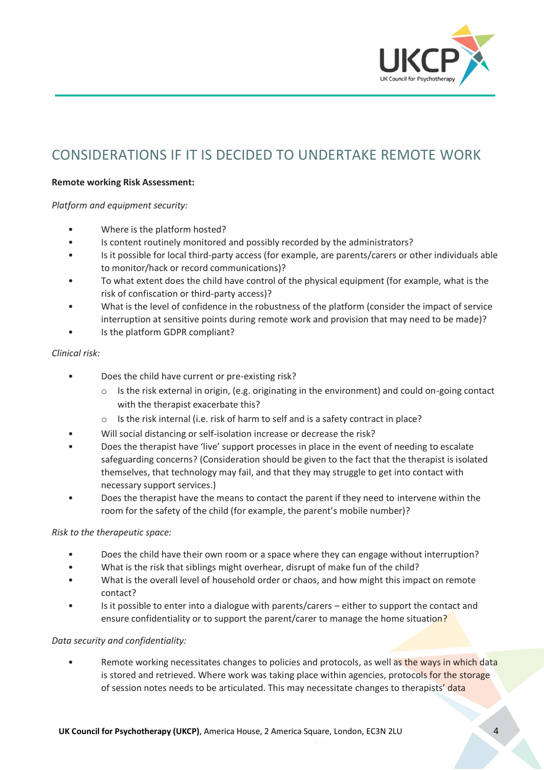## CONSIDERATIONS IF IT IS DECIDED TO UNDERTAKE REMOTE WORK

**Remote working Risk Assessment:**

*Platform and equipment security:*

- Where is the platform hosted?
- Is content routinely monitored and possibly recorded by the administrators?
- Is it possible for local third-party access (for example, are parents/carers or other individuals able to monitor/hack or record communications)?
- To what extent does the child have control of the physical equipment (for example, what is the risk of confiscation or third-party access)?
- What is the level of confidence in the robustness of the platform (consider the impact of service interruption at sensitive points during remote work and provision that may need to be made)?
- Is the platform GDPR compliant?

*Clinical risk:*

- Does the child have current or pre-existing risk?
  - Is the risk external in origin, (e.g. originating in the environment) and could on-going contact with the therapist exacerbate this?
  - Is the risk internal (i.e. risk of harm to self and is a safety contract in place?
- Will social distancing or self-isolation increase or decrease the risk?
- Does the therapist have 'live' support processes in place in the event of needing to escalate safeguarding concerns? (Consideration should be given to the fact that the therapist is isolated themselves, that technology may fail, and that they may struggle to get into contact with necessary support services.)
- Does the therapist have the means to contact the parent if they need to intervene within the room for the safety of the child (for example, the parent's mobile number)?

*Risk to the therapeutic space:*

- Does the child have their own room or a space where they can engage without interruption?
- What is the risk that siblings might overhear, disrupt of make fun of the child?
- What is the overall level of household order or chaos, and how might this impact on remote contact?
- Is it possible to enter into a dialogue with parents/carers – either to support the contact and ensure confidentiality or to support the parent/carer to manage the home situation?

*Data security and confidentiality:*

- Remote working necessitates changes to policies and protocols, as well as the ways in which data is stored and retrieved. Where work was taking place within agencies, protocols for the storage of session notes needs to be articulated. This may necessitate changes to therapists' data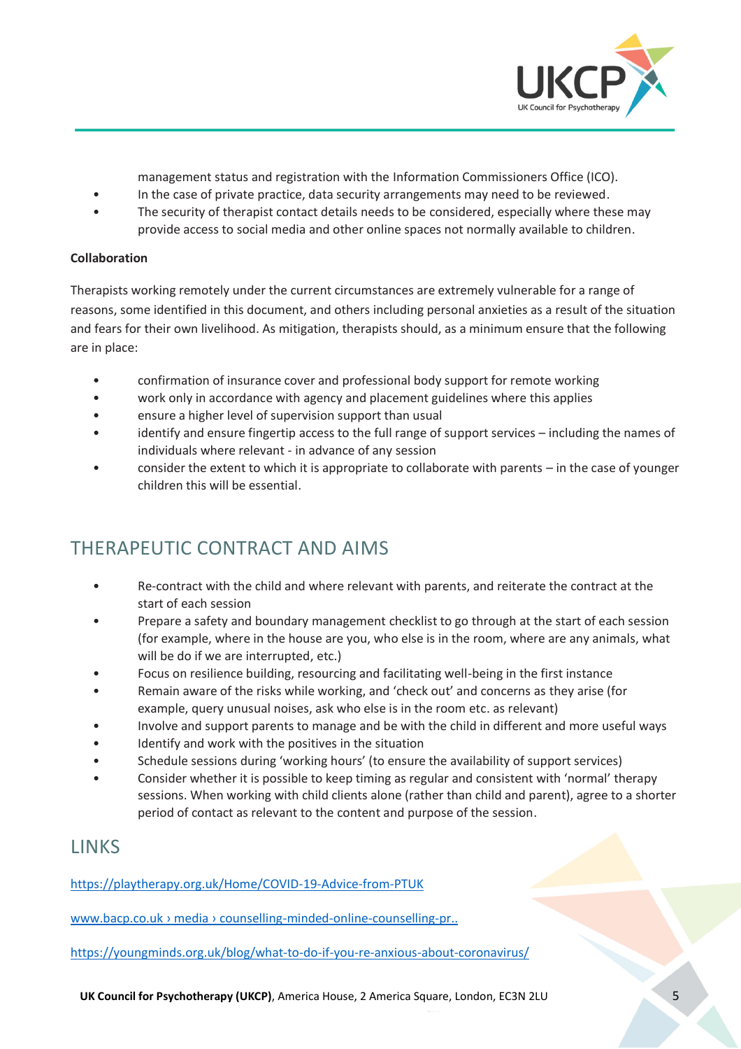management status and registration with the Information Commissioners Office (ICO).

- In the case of private practice, data security arrangements may need to be reviewed.
- The security of therapist contact details needs to be considered, especially where these may provide access to social media and other online spaces not normally available to children.

**Collaboration**

Therapists working remotely under the current circumstances are extremely vulnerable for a range of reasons, some identified in this document, and others including personal anxieties as a result of the situation and fears for their own livelihood. As mitigation, therapists should, as a minimum ensure that the following are in place:

- confirmation of insurance cover and professional body support for remote working
- work only in accordance with agency and placement guidelines where this applies
- ensure a higher level of supervision support than usual
- identify and ensure fingertip access to the full range of support services – including the names of individuals where relevant - in advance of any session
- consider the extent to which it is appropriate to collaborate with parents – in the case of younger children this will be essential.

## THERAPEUTIC CONTRACT AND AIMS

- Re-contract with the child and where relevant with parents, and reiterate the contract at the start of each session
- Prepare a safety and boundary management checklist to go through at the start of each session (for example, where in the house are you, who else is in the room, where are any animals, what will be do if we are interrupted, etc.)
- Focus on resilience building, resourcing and facilitating well-being in the first instance
- Remain aware of the risks while working, and 'check out' and concerns as they arise (for example, query unusual noises, ask who else is in the room etc. as relevant)
- Involve and support parents to manage and be with the child in different and more useful ways
- Identify and work with the positives in the situation
- Schedule sessions during 'working hours' (to ensure the availability of support services)
- Consider whether it is possible to keep timing as regular and consistent with 'normal' therapy sessions. When working with child clients alone (rather than child and parent), agree to a shorter period of contact as relevant to the content and purpose of the session.

## LINKS

https://playtherapy.org.uk/Home/COVID-19-Advice-from-PTUK

www.bacp.co.uk › media › counselling-minded-online-counselling-pr..

https://youngminds.org.uk/blog/what-to-do-if-you-re-anxious-about-coronavirus/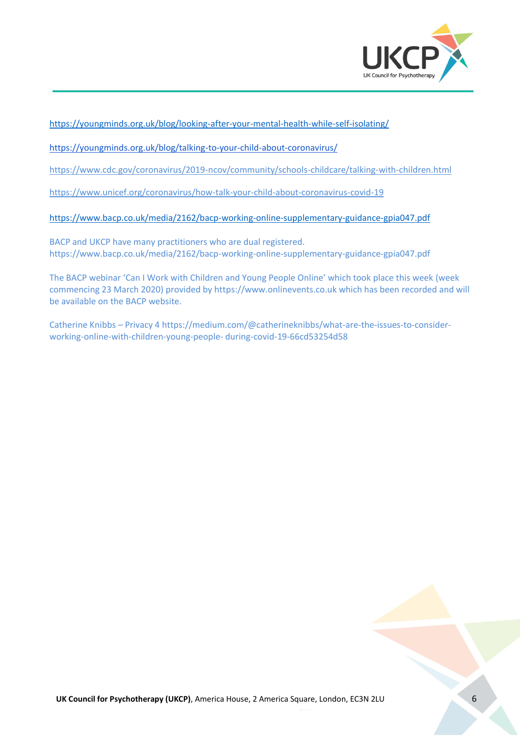https://youngminds.org.uk/blog/looking-after-your-mental-health-while-self-isolating/

https://youngminds.org.uk/blog/talking-to-your-child-about-coronavirus/

https://www.cdc.gov/coronavirus/2019-ncov/community/schools-childcare/talking-with-children.html

https://www.unicef.org/coronavirus/how-talk-your-child-about-coronavirus-covid-19

https://www.bacp.co.uk/media/2162/bacp-working-online-supplementary-guidance-gpia047.pdf

BACP and UKCP have many practitioners who are dual registered.
https://www.bacp.co.uk/media/2162/bacp-working-online-supplementary-guidance-gpia047.pdf

The BACP webinar 'Can I Work with Children and Young People Online' which took place this week (week commencing 23 March 2020) provided by https://www.onlinevents.co.uk which has been recorded and will be available on the BACP website.

Catherine Knibbs – Privacy 4 https://medium.com/@catherineknibbs/what-are-the-issues-to-consider-working-online-with-children-young-people- during-covid-19-66cd53254d58